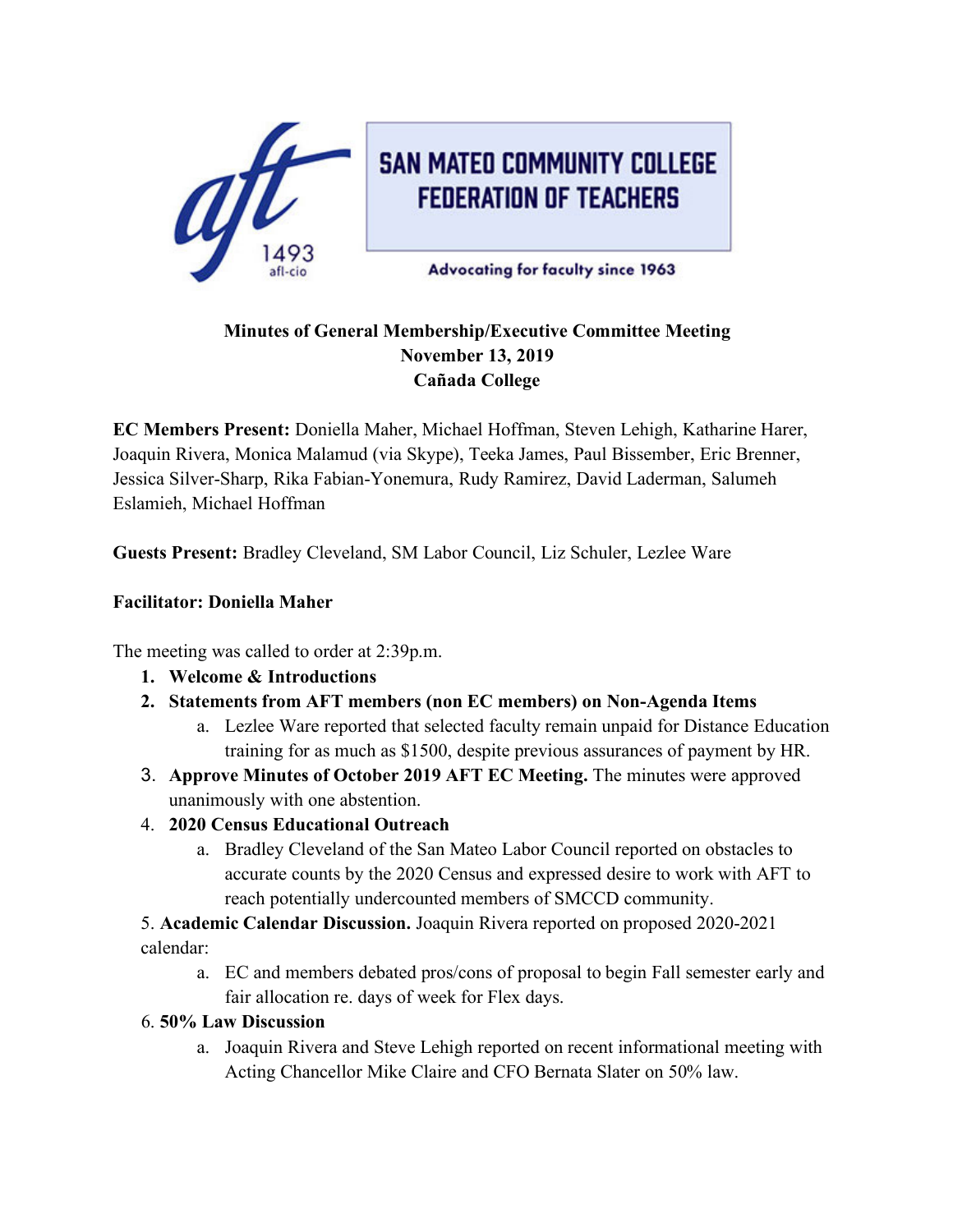SAN MATEO COMMUNITY COLLEGE FEDERATION OF TEACHERS

aft 1493 afl-cio

Advocating for faculty since 1963

**Minutes of General Membership/Executive Committee Meeting**
**November 13, 2019**
**Cañada College**

**EC Members Present:** Doniella Maher, Michael Hoffman, Steven Lehigh, Katharine Harer, Joaquin Rivera, Monica Malamud (via Skype), Teeka James, Paul Bissember, Eric Brenner, Jessica Silver-Sharp, Rika Fabian-Yonemura, Rudy Ramirez, David Laderman, Salumeh Eslamieh, Michael Hoffman

**Guests Present:** Bradley Cleveland, SM Labor Council, Liz Schuler, Lezlee Ware

**Facilitator: Doniella Maher**

The meeting was called to order at 2:39p.m.

1. **Welcome & Introductions**
2. **Statements from AFT members (non EC members) on Non-Agenda Items**
   a. Lezlee Ware reported that selected faculty remain unpaid for Distance Education training for as much as $1500, despite previous assurances of payment by HR.
3. **Approve Minutes of October 2019 AFT EC Meeting.** The minutes were approved unanimously with one abstention.
4. **2020 Census Educational Outreach**
   a. Bradley Cleveland of the San Mateo Labor Council reported on obstacles to accurate counts by the 2020 Census and expressed desire to work with AFT to reach potentially undercounted members of SMCCD community.
5. **Academic Calendar Discussion.** Joaquin Rivera reported on proposed 2020-2021 calendar:
   a. EC and members debated pros/cons of proposal to begin Fall semester early and fair allocation re. days of week for Flex days.
6. **50% Law Discussion**
   a. Joaquin Rivera and Steve Lehigh reported on recent informational meeting with Acting Chancellor Mike Claire and CFO Bernata Slater on 50% law.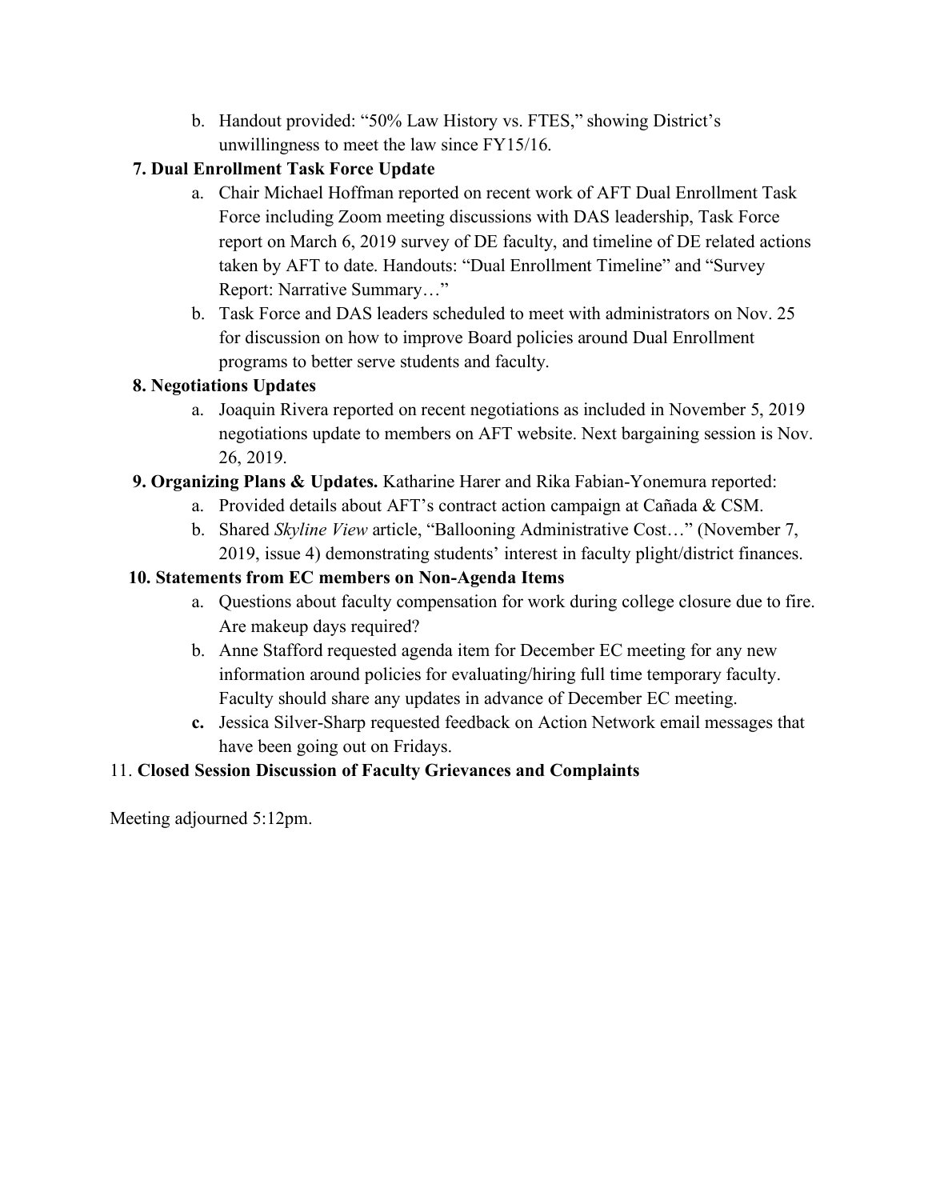b. Handout provided: "50% Law History vs. FTES," showing District's unwillingness to meet the law since FY15/16.

**7. Dual Enrollment Task Force Update**

   a. Chair Michael Hoffman reported on recent work of AFT Dual Enrollment Task Force including Zoom meeting discussions with DAS leadership, Task Force report on March 6, 2019 survey of DE faculty, and timeline of DE related actions taken by AFT to date. Handouts: "Dual Enrollment Timeline" and "Survey Report: Narrative Summary…"

   b. Task Force and DAS leaders scheduled to meet with administrators on Nov. 25 for discussion on how to improve Board policies around Dual Enrollment programs to better serve students and faculty.

**8. Negotiations Updates**

   a. Joaquin Rivera reported on recent negotiations as included in November 5, 2019 negotiations update to members on AFT website. Next bargaining session is Nov. 26, 2019.

**9. Organizing Plans & Updates.** Katharine Harer and Rika Fabian-Yonemura reported:

   a. Provided details about AFT's contract action campaign at Cañada & CSM.

   b. Shared *Skyline View* article, "Ballooning Administrative Cost…" (November 7, 2019, issue 4) demonstrating students' interest in faculty plight/district finances.

**10. Statements from EC members on Non-Agenda Items**

   a. Questions about faculty compensation for work during college closure due to fire. Are makeup days required?

   b. Anne Stafford requested agenda item for December EC meeting for any new information around policies for evaluating/hiring full time temporary faculty. Faculty should share any updates in advance of December EC meeting.

   **c.** Jessica Silver-Sharp requested feedback on Action Network email messages that have been going out on Fridays.

11. **Closed Session Discussion of Faculty Grievances and Complaints**

Meeting adjourned 5:12pm.